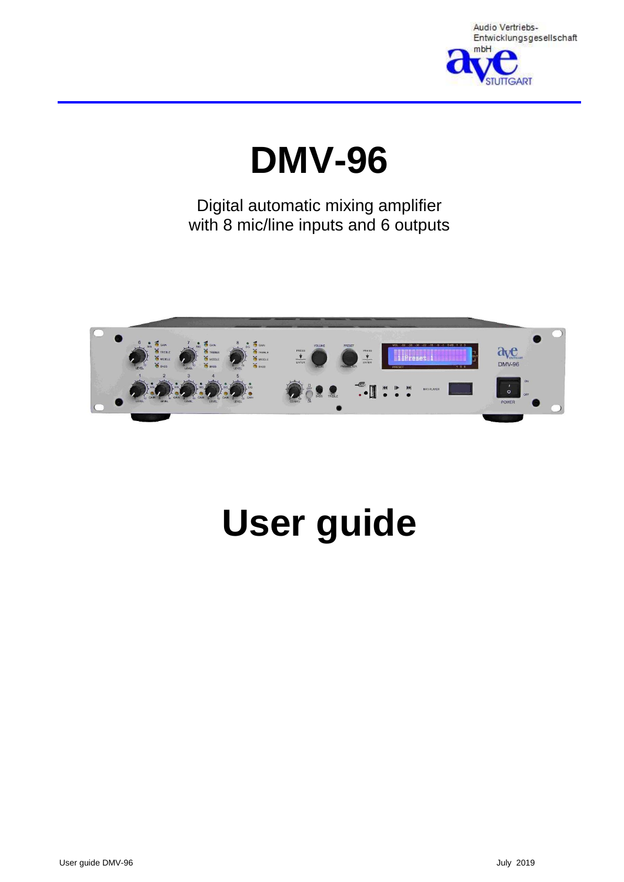Audio Vertriebs-
Entwicklungsgesellschaft
mbH

# DMV-96

Digital automatic mixing amplifier
with 8 mic/line inputs and 6 outputs

# User guide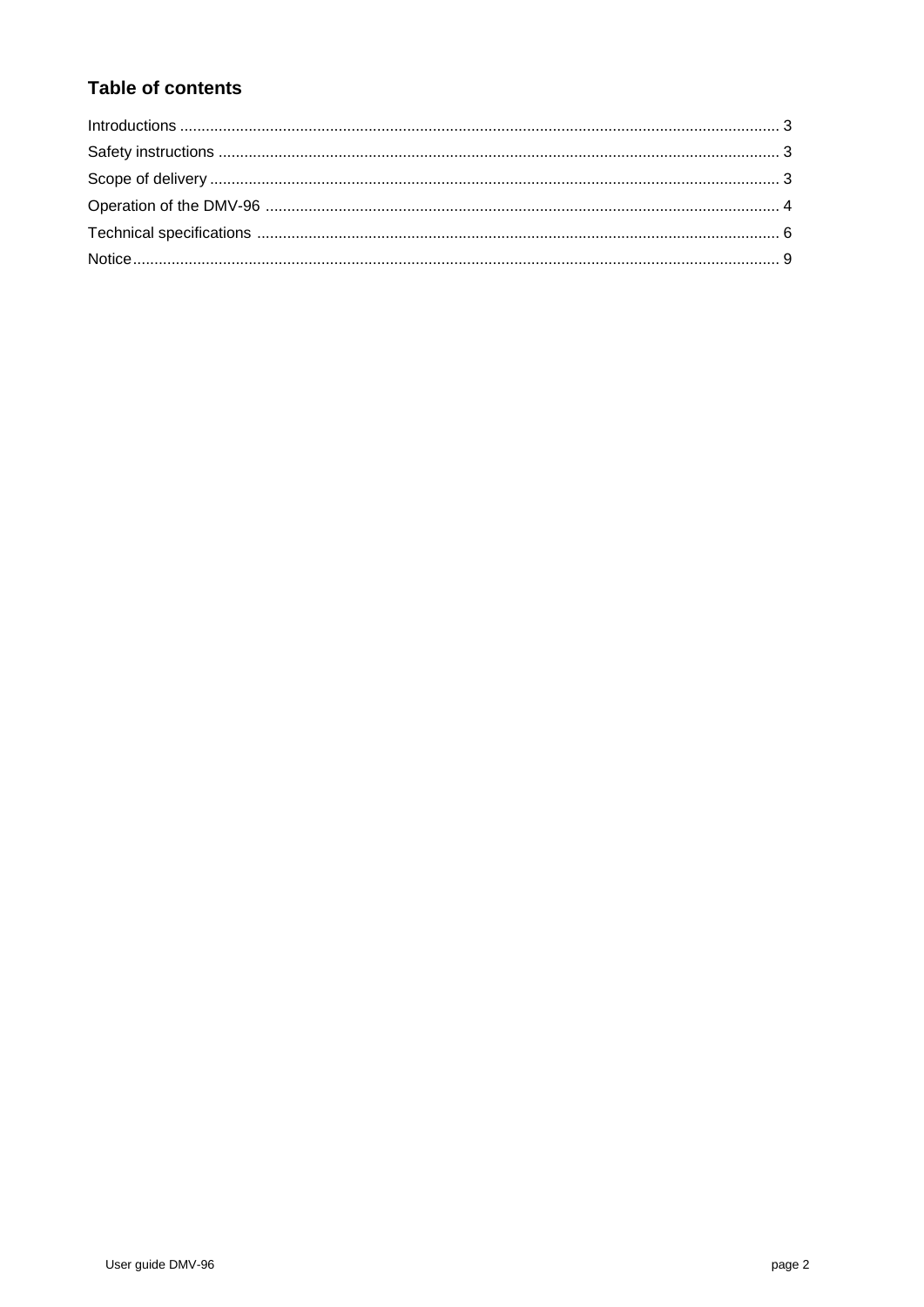## Table of contents

Introductions ........................................................................................................................................ 3
Safety instructions ................................................................................................................................ 3
Scope of delivery .................................................................................................................................. 3
Operation of the DMV-96 ..................................................................................................................... 4
Technical specifications ....................................................................................................................... 6
Notice.................................................................................................................................................... 9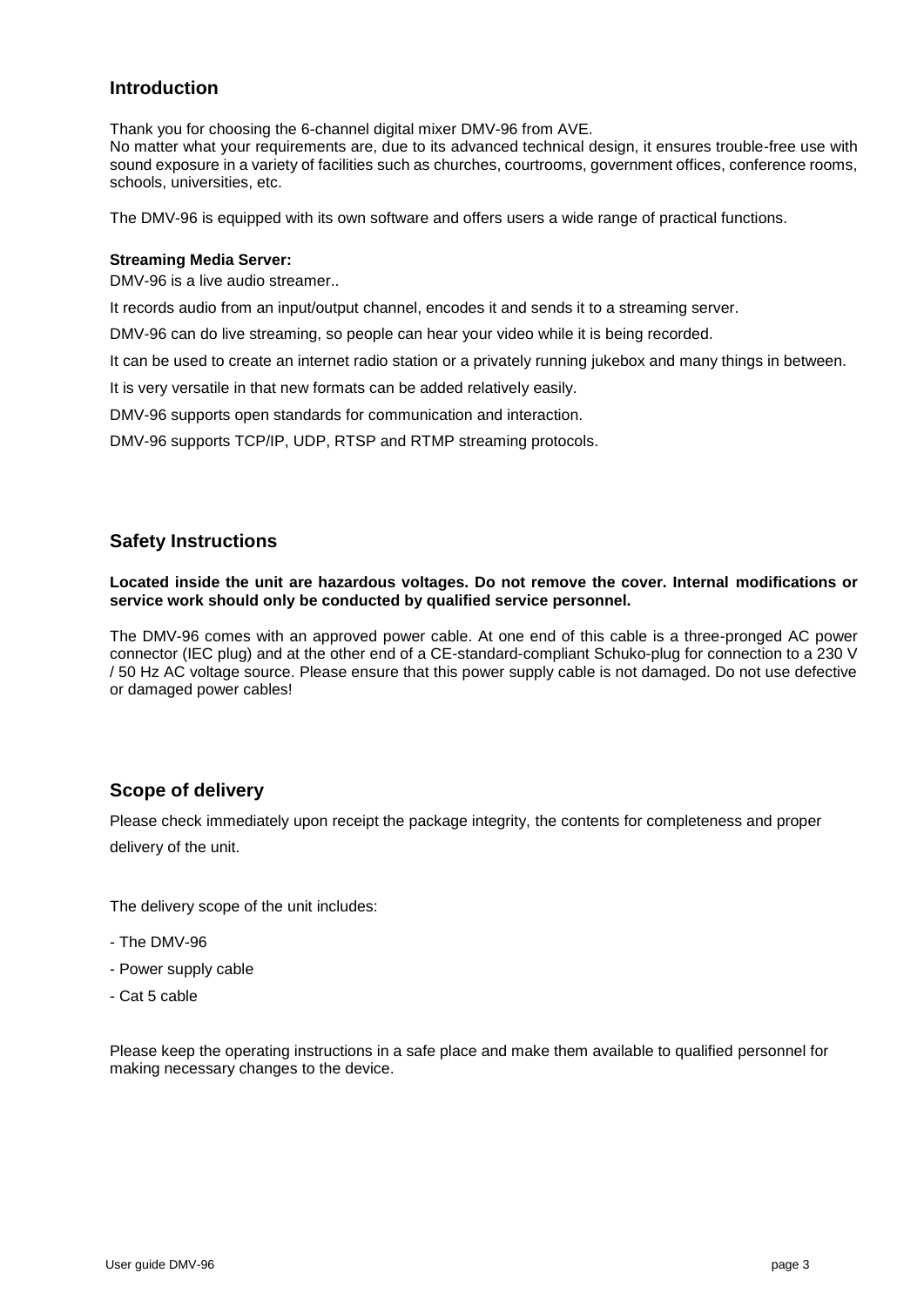## Introduction

Thank you for choosing the 6-channel digital mixer DMV-96 from AVE.
No matter what your requirements are, due to its advanced technical design, it ensures trouble-free use with sound exposure in a variety of facilities such as churches, courtrooms, government offices, conference rooms, schools, universities, etc.

The DMV-96 is equipped with its own software and offers users a wide range of practical functions.

**Streaming Media Server:**

DMV-96 is a live audio streamer..

It records audio from an input/output channel, encodes it and sends it to a streaming server.

DMV-96 can do live streaming, so people can hear your video while it is being recorded.

It can be used to create an internet radio station or a privately running jukebox and many things in between.

It is very versatile in that new formats can be added relatively easily.

DMV-96 supports open standards for communication and interaction.

DMV-96 supports TCP/IP, UDP, RTSP and RTMP streaming protocols.

## Safety Instructions

**Located inside the unit are hazardous voltages. Do not remove the cover. Internal modifications or service work should only be conducted by qualified service personnel.**

The DMV-96 comes with an approved power cable. At one end of this cable is a three-pronged AC power connector (IEC plug) and at the other end of a CE-standard-compliant Schuko-plug for connection to a 230 V / 50 Hz AC voltage source. Please ensure that this power supply cable is not damaged. Do not use defective or damaged power cables!

## Scope of delivery

Please check immediately upon receipt the package integrity, the contents for completeness and proper delivery of the unit.

The delivery scope of the unit includes:

- The DMV-96
- Power supply cable
- Cat 5 cable

Please keep the operating instructions in a safe place and make them available to qualified personnel for making necessary changes to the device.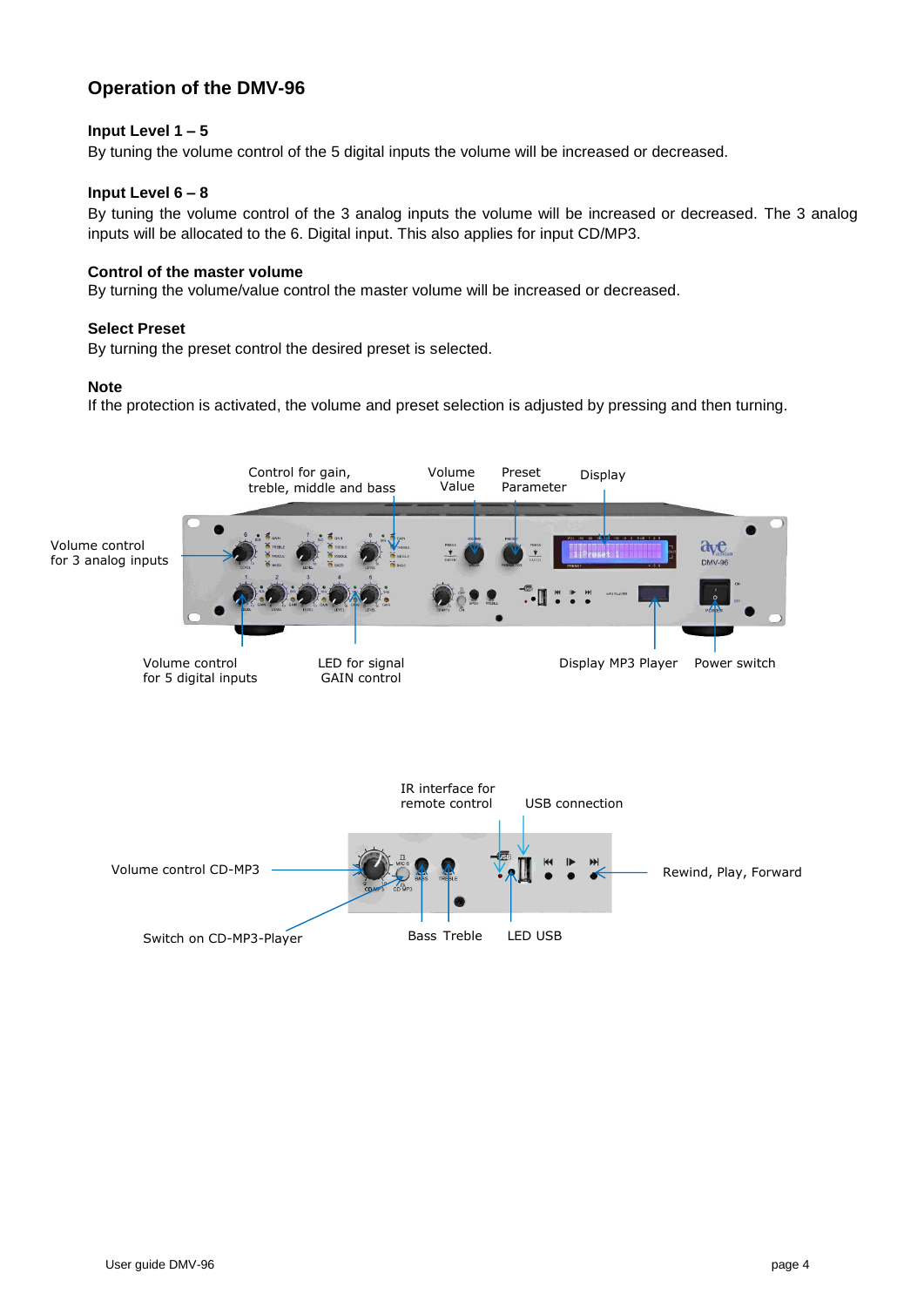## Operation of the DMV-96

### Input Level 1 – 5

By tuning the volume control of the 5 digital inputs the volume will be increased or decreased.

### Input Level 6 – 8

By tuning the volume control of the 3 analog inputs the volume will be increased or decreased. The 3 analog inputs will be allocated to the 6. Digital input. This also applies for input CD/MP3.

### Control of the master volume

By turning the volume/value control the master volume will be increased or decreased.

### Select Preset

By turning the preset control the desired preset is selected.

### Note

If the protection is activated, the volume and preset selection is adjusted by pressing and then turning.

Control for gain, treble, middle and bass

Volume Value

Preset Parameter

Display

Volume control for 3 analog inputs

Volume control for 5 digital inputs

LED for signal GAIN control

Display MP3 Player

Power switch

IR interface for remote control

USB connection

Volume control CD-MP3

Rewind, Play, Forward

Switch on CD-MP3-Player

Bass Treble

LED USB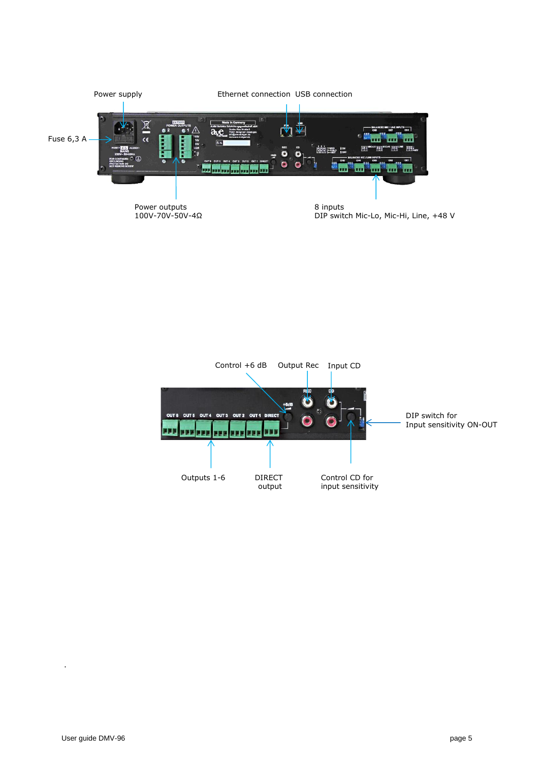Power supply

Ethernet connection USB connection

Fuse 6,3 A

Power outputs
100V-70V-50V-4Ω

8 inputs
DIP switch Mic-Lo, Mic-Hi, Line, +48 V

Control +6 dB Output Rec Input CD

DIP switch for
Input sensitivity ON-OUT

Outputs 1-6

DIRECT
output

Control CD for
input sensitivity

.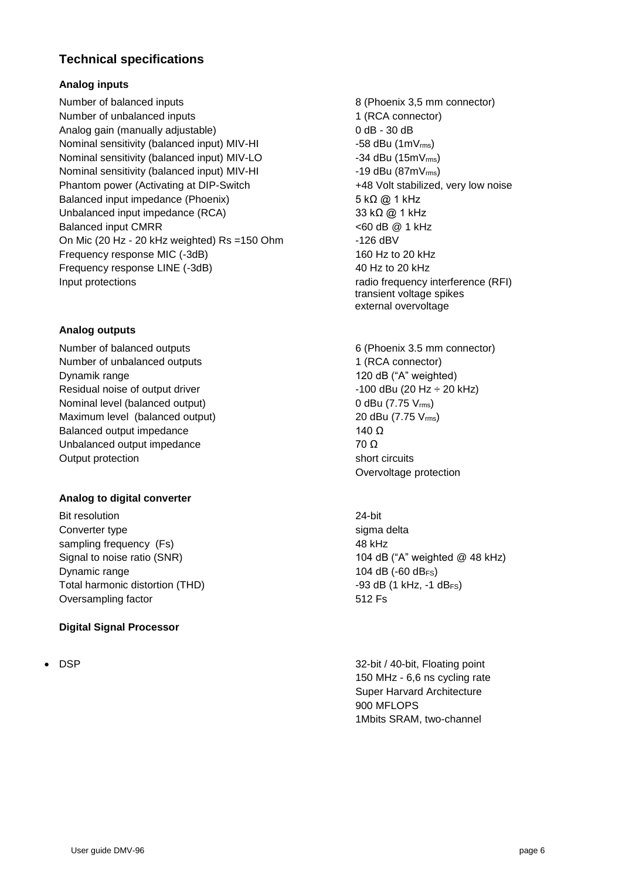## Technical specifications

### Analog inputs

| | |
|---|---|
| Number of balanced inputs | 8 (Phoenix 3,5 mm connector) |
| Number of unbalanced inputs | 1 (RCA connector) |
| Analog gain (manually adjustable) | 0 dB - 30 dB |
| Nominal sensitivity (balanced input) MIV-HI | -58 dBu (1mV$_{rms}$) |
| Nominal sensitivity (balanced input) MIV-LO | -34 dBu (15mV$_{rms}$) |
| Nominal sensitivity (balanced input) MIV-HI | -19 dBu (87mV$_{rms}$) |
| Phantom power (Activating at DIP-Switch | +48 Volt stabilized, very low noise |
| Balanced input impedance (Phoenix) | 5 kΩ @ 1 kHz |
| Unbalanced input impedance (RCA) | 33 kΩ @ 1 kHz |
| Balanced input CMRR | <60 dB @ 1 kHz |
| On Mic (20 Hz - 20 kHz weighted) Rs =150 Ohm | -126 dBV |
| Frequency response MIC (-3dB) | 160 Hz to 20 kHz |
| Frequency response LINE (-3dB) | 40 Hz to 20 kHz |
| Input protections | radio frequency interference (RFI)<br>transient voltage spikes<br>external overvoltage |

### Analog outputs

| | |
|---|---|
| Number of balanced outputs | 6 (Phoenix 3.5 mm connector) |
| Number of unbalanced outputs | 1 (RCA connector) |
| Dynamik range | 120 dB ("A" weighted) |
| Residual noise of output driver | -100 dBu (20 Hz ÷ 20 kHz) |
| Nominal level (balanced output) | 0 dBu (7.75 V$_{rms}$) |
| Maximum level (balanced output) | 20 dBu (7.75 V$_{rms}$) |
| Balanced output impedance | 140 Ω |
| Unbalanced output impedance | 70 Ω |
| Output protection | short circuits<br>Overvoltage protection |

### Analog to digital converter

| | |
|---|---|
| Bit resolution | 24-bit |
| Converter type | sigma delta |
| sampling frequency (Fs) | 48 kHz |
| Signal to noise ratio (SNR) | 104 dB ("A" weighted @ 48 kHz) |
| Dynamic range | 104 dB (-60 dB$_{FS}$) |
| Total harmonic distortion (THD) | -93 dB (1 kHz, -1 dB$_{FS}$) |
| Oversampling factor | 512 Fs |

### Digital Signal Processor

- DSP — 32-bit / 40-bit, Floating point; 150 MHz - 6,6 ns cycling rate; Super Harvard Architecture; 900 MFLOPS; 1Mbits SRAM, two-channel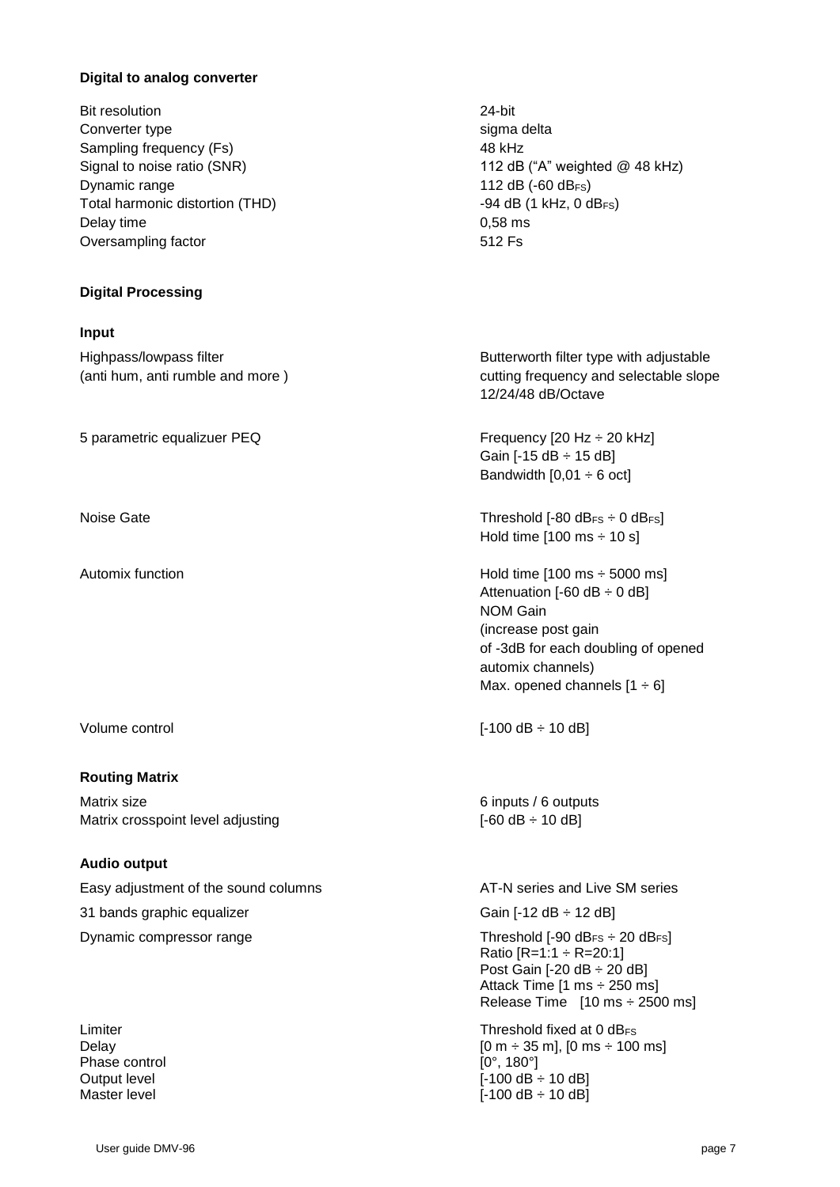**Digital to analog converter**

| | |
|---|---|
| Bit resolution | 24-bit |
| Converter type | sigma delta |
| Sampling frequency (Fs) | 48 kHz |
| Signal to noise ratio (SNR) | 112 dB (“A” weighted @ 48 kHz) |
| Dynamic range | 112 dB (-60 $dB_{FS}$) |
| Total harmonic distortion (THD) | -94 dB (1 kHz, 0 $dB_{FS}$) |
| Delay time | 0,58 ms |
| Oversampling factor | 512 Fs |

**Digital Processing**

**Input**

| | |
|---|---|
| Highpass/lowpass filter (anti hum, anti rumble and more ) | Butterworth filter type with adjustable cutting frequency and selectable slope 12/24/48 dB/Octave |
| 5 parametric equalizuer PEQ | Frequency [20 Hz ÷ 20 kHz]<br>Gain [-15 dB ÷ 15 dB]<br>Bandwidth [0,01 ÷ 6 oct] |
| Noise Gate | Threshold [-80 $dB_{FS}$ ÷ 0 $dB_{FS}$]<br>Hold time [100 ms ÷ 10 s] |
| Automix function | Hold time [100 ms ÷ 5000 ms]<br>Attenuation [-60 dB ÷ 0 dB]<br>NOM Gain<br>(increase post gain<br>of -3dB for each doubling of opened automix channels)<br>Max. opened channels [1 ÷ 6] |
| Volume control | [-100 dB ÷ 10 dB] |

**Routing Matrix**

| | |
|---|---|
| Matrix size | 6 inputs / 6 outputs |
| Matrix crosspoint level adjusting | [-60 dB ÷ 10 dB] |

**Audio output**

| | |
|---|---|
| Easy adjustment of the sound columns | AT-N series and Live SM series |
| 31 bands graphic equalizer | Gain [-12 dB ÷ 12 dB] |
| Dynamic compressor range | Threshold [-90 $dB_{FS}$ ÷ 20 $dB_{FS}$]<br>Ratio [R=1:1 ÷ R=20:1]<br>Post Gain [-20 dB ÷ 20 dB]<br>Attack Time [1 ms ÷ 250 ms]<br>Release Time [10 ms ÷ 2500 ms] |
| Limiter | Threshold fixed at 0 $dB_{FS}$ |
| Delay | [0 m ÷ 35 m], [0 ms ÷ 100 ms] |
| Phase control | [0°, 180°] |
| Output level | [-100 dB ÷ 10 dB] |
| Master level | [-100 dB ÷ 10 dB] |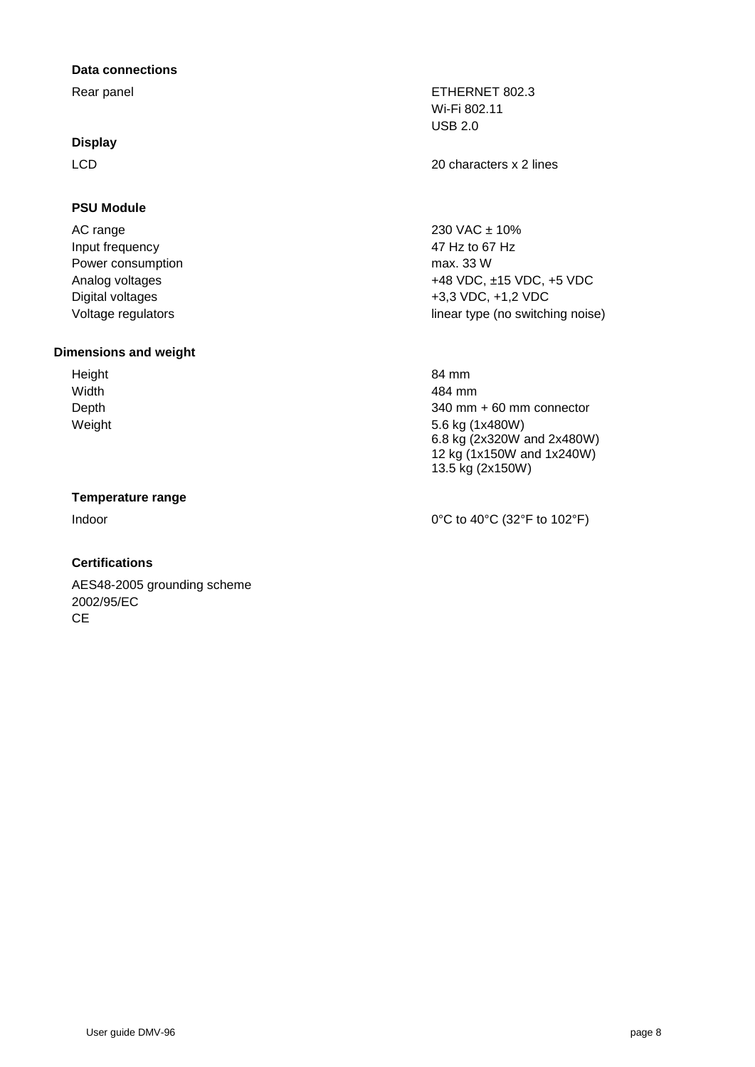**Data connections**

| | |
|---|---|
| Rear panel | ETHERNET 802.3<br>Wi-Fi 802.11<br>USB 2.0 |

**Display**

| | |
|---|---|
| LCD | 20 characters x 2 lines |

**PSU Module**

| | |
|---|---|
| AC range | 230 VAC ± 10% |
| Input frequency | 47 Hz to 67 Hz |
| Power consumption | max. 33 W |
| Analog voltages | +48 VDC, ±15 VDC, +5 VDC |
| Digital voltages | +3,3 VDC, +1,2 VDC |
| Voltage regulators | linear type (no switching noise) |

**Dimensions and weight**

| | |
|---|---|
| Height | 84 mm |
| Width | 484 mm |
| Depth | 340 mm + 60 mm connector |
| Weight | 5.6 kg (1x480W)<br>6.8 kg (2x320W and 2x480W)<br>12 kg (1x150W and 1x240W)<br>13.5 kg (2x150W) |

**Temperature range**

| | |
|---|---|
| Indoor | 0°C to 40°C (32°F to 102°F) |

**Certifications**

AES48-2005 grounding scheme
2002/95/EC
CE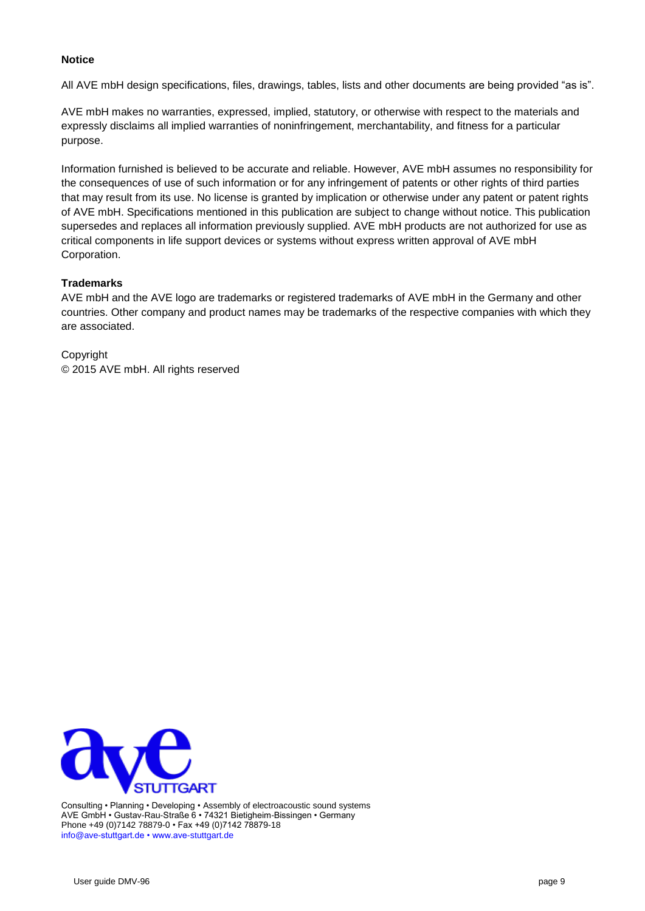**Notice**

All AVE mbH design specifications, files, drawings, tables, lists and other documents are being provided "as is".

AVE mbH makes no warranties, expressed, implied, statutory, or otherwise with respect to the materials and expressly disclaims all implied warranties of noninfringement, merchantability, and fitness for a particular purpose.

Information furnished is believed to be accurate and reliable. However, AVE mbH assumes no responsibility for the consequences of use of such information or for any infringement of patents or other rights of third parties that may result from its use. No license is granted by implication or otherwise under any patent or patent rights of AVE mbH. Specifications mentioned in this publication are subject to change without notice. This publication supersedes and replaces all information previously supplied. AVE mbH products are not authorized for use as critical components in life support devices or systems without express written approval of AVE mbH Corporation.

**Trademarks**

AVE mbH and the AVE logo are trademarks or registered trademarks of AVE mbH in the Germany and other countries. Other company and product names may be trademarks of the respective companies with which they are associated.

Copyright
© 2015 AVE mbH. All rights reserved

ave STUTTGART

Consulting • Planning • Developing • Assembly of electroacoustic sound systems
AVE GmbH • Gustav-Rau-Straße 6 • 74321 Bietigheim-Bissingen • Germany
Phone +49 (0)7142 78879-0 • Fax +49 (0)7142 78879-18
info@ave-stuttgart.de • www.ave-stuttgart.de